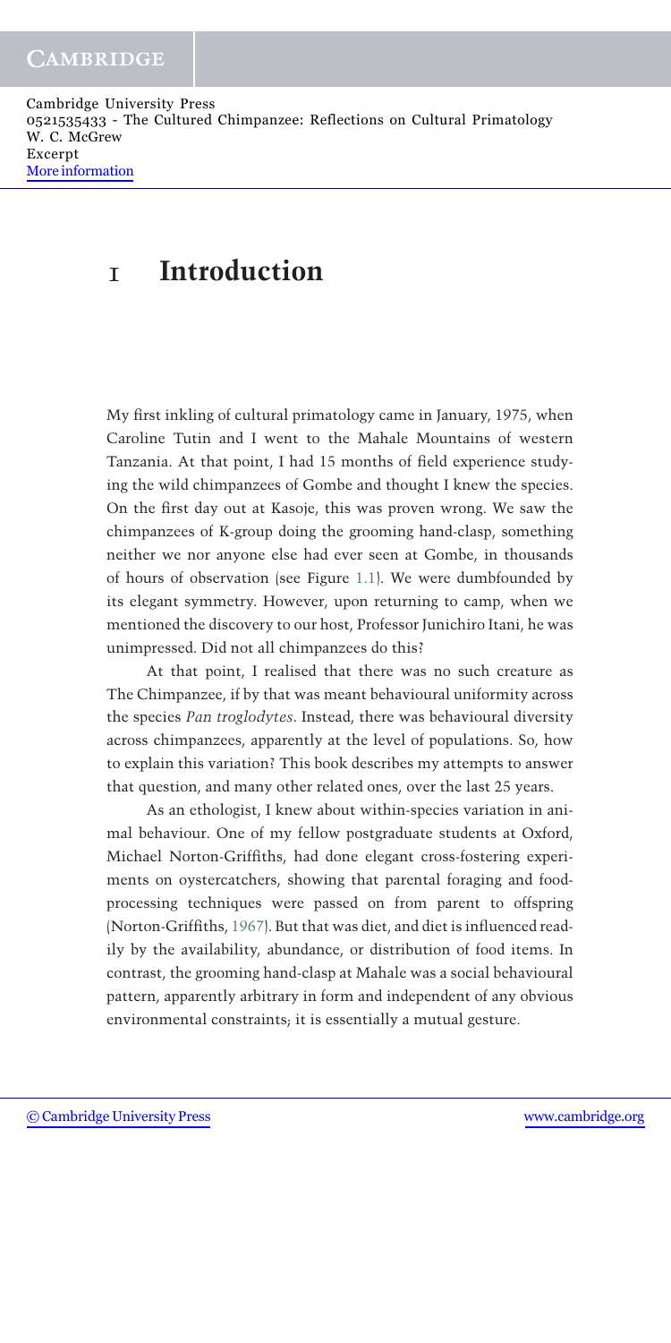# 1 Introduction

My first inkling of cultural primatology came in January, 1975, when Caroline Tutin and I went to the Mahale Mountains of western Tanzania. At that point, I had 15 months of field experience studying the wild chimpanzees of Gombe and thought I knew the species. On the first day out at Kasoje, this was proven wrong. We saw the chimpanzees of K-group doing the grooming hand-clasp, something neither we nor anyone else had ever seen at Gombe, in thousands of hours of observation (see Figure 1.1). We were dumbfounded by its elegant symmetry. However, upon returning to camp, when we mentioned the discovery to our host, Professor Junichiro Itani, he was unimpressed. Did not all chimpanzees do this?

At that point, I realised that there was no such creature as The Chimpanzee, if by that was meant behavioural uniformity across the species *Pan troglodytes*. Instead, there was behavioural diversity across chimpanzees, apparently at the level of populations. So, how to explain this variation? This book describes my attempts to answer that question, and many other related ones, over the last 25 years.

As an ethologist, I knew about within-species variation in animal behaviour. One of my fellow postgraduate students at Oxford, Michael Norton-Griffiths, had done elegant cross-fostering experiments on oystercatchers, showing that parental foraging and food-processing techniques were passed on from parent to offspring (Norton-Griffiths, 1967). But that was diet, and diet is influenced readily by the availability, abundance, or distribution of food items. In contrast, the grooming hand-clasp at Mahale was a social behavioural pattern, apparently arbitrary in form and independent of any obvious environmental constraints; it is essentially a mutual gesture.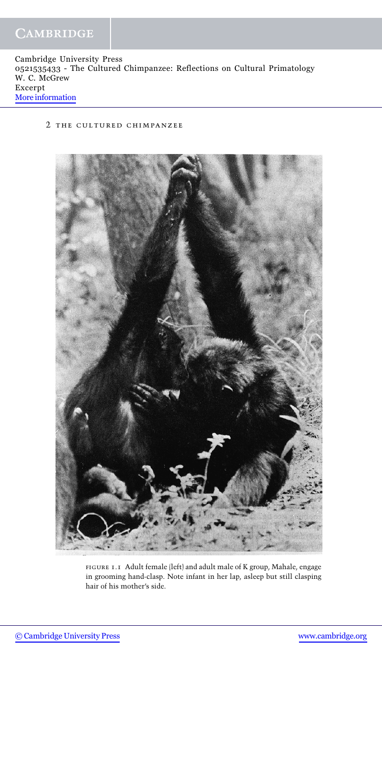FIGURE 1.1 Adult female (left) and adult male of K group, Mahale, engage in grooming hand-clasp. Note infant in her lap, asleep but still clasping hair of his mother's side.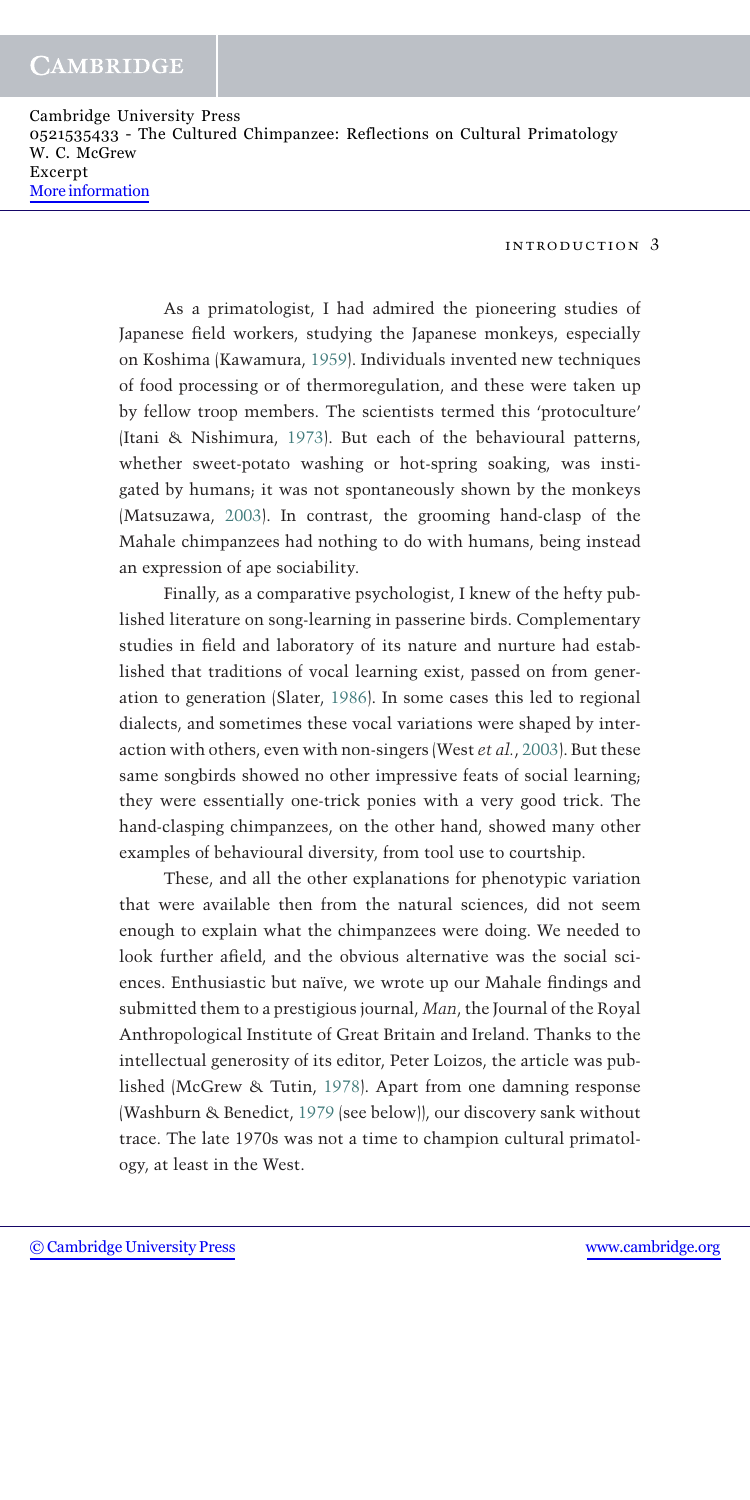As a primatologist, I had admired the pioneering studies of Japanese field workers, studying the Japanese monkeys, especially on Koshima (Kawamura, 1959). Individuals invented new techniques of food processing or of thermoregulation, and these were taken up by fellow troop members. The scientists termed this 'protoculture' (Itani & Nishimura, 1973). But each of the behavioural patterns, whether sweet-potato washing or hot-spring soaking, was instigated by humans; it was not spontaneously shown by the monkeys (Matsuzawa, 2003). In contrast, the grooming hand-clasp of the Mahale chimpanzees had nothing to do with humans, being instead an expression of ape sociability.

Finally, as a comparative psychologist, I knew of the hefty published literature on song-learning in passerine birds. Complementary studies in field and laboratory of its nature and nurture had established that traditions of vocal learning exist, passed on from generation to generation (Slater, 1986). In some cases this led to regional dialects, and sometimes these vocal variations were shaped by interaction with others, even with non-singers (West *et al.*, 2003). But these same songbirds showed no other impressive feats of social learning; they were essentially one-trick ponies with a very good trick. The hand-clasping chimpanzees, on the other hand, showed many other examples of behavioural diversity, from tool use to courtship.

These, and all the other explanations for phenotypic variation that were available then from the natural sciences, did not seem enough to explain what the chimpanzees were doing. We needed to look further afield, and the obvious alternative was the social sciences. Enthusiastic but naïve, we wrote up our Mahale findings and submitted them to a prestigious journal, *Man*, the Journal of the Royal Anthropological Institute of Great Britain and Ireland. Thanks to the intellectual generosity of its editor, Peter Loizos, the article was published (McGrew & Tutin, 1978). Apart from one damning response (Washburn & Benedict, 1979 (see below)), our discovery sank without trace. The late 1970s was not a time to champion cultural primatology, at least in the West.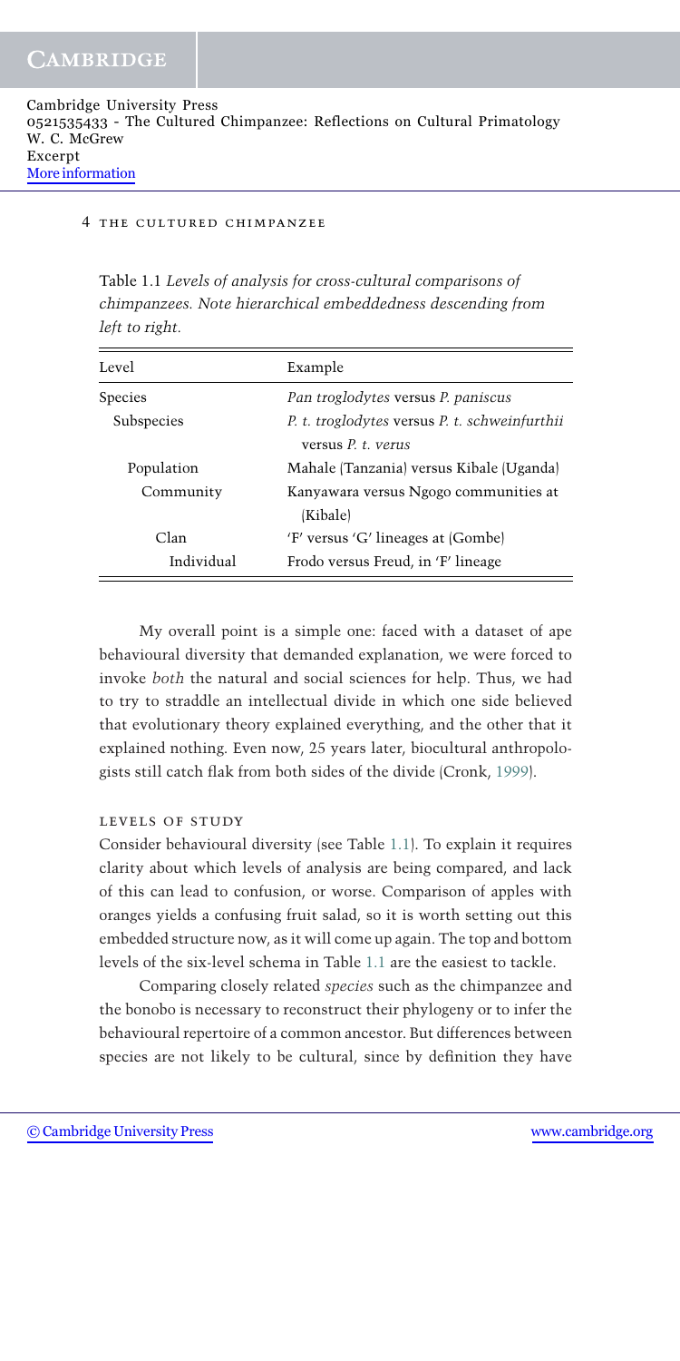Table 1.1 *Levels of analysis for cross-cultural comparisons of chimpanzees. Note hierarchical embeddedness descending from left to right.*

| Level | Example |
| --- | --- |
| Species | *Pan troglodytes* versus *P. paniscus* |
| Subspecies | *P. t. troglodytes* versus *P. t. schweinfurthii* versus *P. t. verus* |
| Population | Mahale (Tanzania) versus Kibale (Uganda) |
| Community | Kanyawara versus Ngogo communities at (Kibale) |
| Clan | 'F' versus 'G' lineages at (Gombe) |
| Individual | Frodo versus Freud, in 'F' lineage |

My overall point is a simple one: faced with a dataset of ape behavioural diversity that demanded explanation, we were forced to invoke *both* the natural and social sciences for help. Thus, we had to try to straddle an intellectual divide in which one side believed that evolutionary theory explained everything, and the other that it explained nothing. Even now, 25 years later, biocultural anthropologists still catch flak from both sides of the divide (Cronk, 1999).

## LEVELS OF STUDY

Consider behavioural diversity (see Table 1.1). To explain it requires clarity about which levels of analysis are being compared, and lack of this can lead to confusion, or worse. Comparison of apples with oranges yields a confusing fruit salad, so it is worth setting out this embedded structure now, as it will come up again. The top and bottom levels of the six-level schema in Table 1.1 are the easiest to tackle.

Comparing closely related *species* such as the chimpanzee and the bonobo is necessary to reconstruct their phylogeny or to infer the behavioural repertoire of a common ancestor. But differences between species are not likely to be cultural, since by definition they have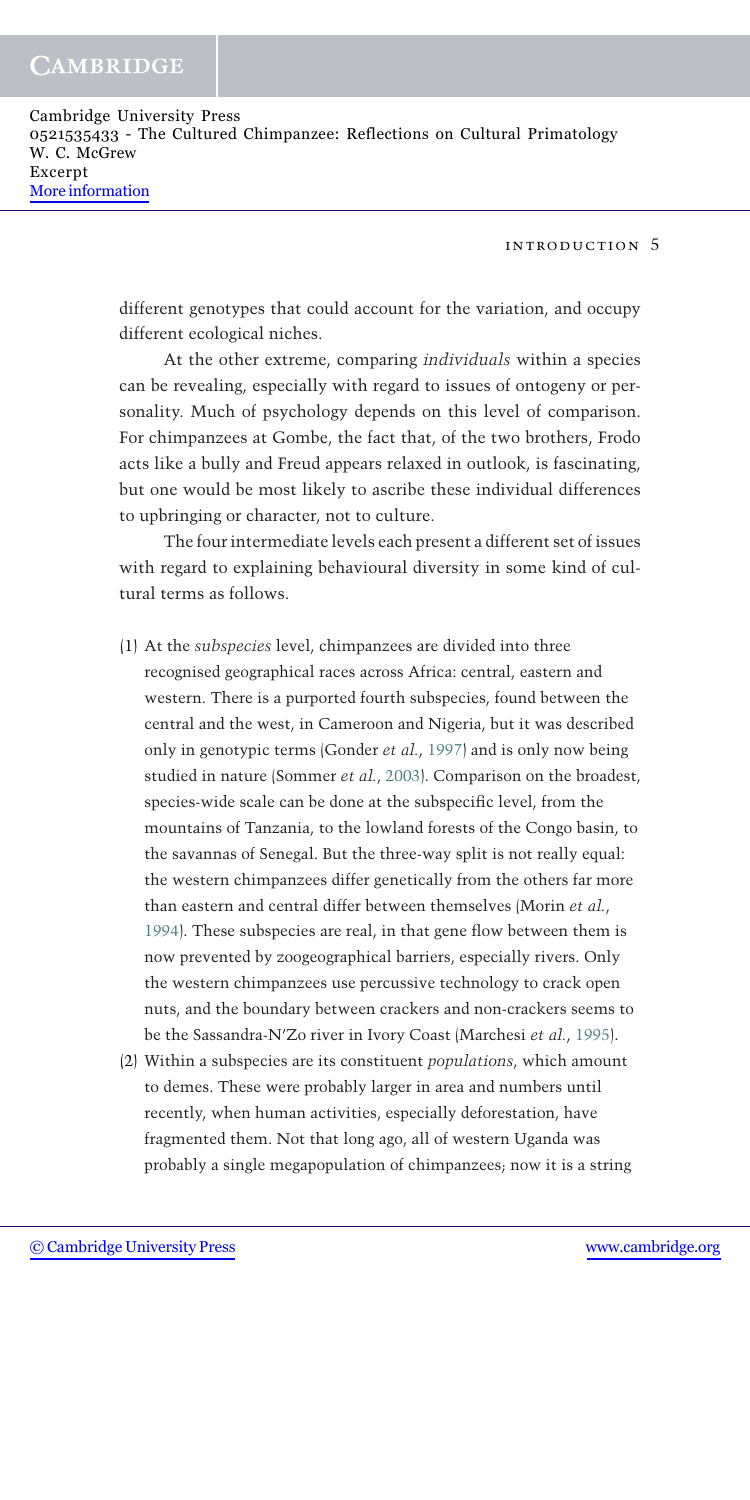different genotypes that could account for the variation, and occupy different ecological niches.

At the other extreme, comparing *individuals* within a species can be revealing, especially with regard to issues of ontogeny or personality. Much of psychology depends on this level of comparison. For chimpanzees at Gombe, the fact that, of the two brothers, Frodo acts like a bully and Freud appears relaxed in outlook, is fascinating, but one would be most likely to ascribe these individual differences to upbringing or character, not to culture.

The four intermediate levels each present a different set of issues with regard to explaining behavioural diversity in some kind of cultural terms as follows.

(1) At the *subspecies* level, chimpanzees are divided into three recognised geographical races across Africa: central, eastern and western. There is a purported fourth subspecies, found between the central and the west, in Cameroon and Nigeria, but it was described only in genotypic terms (Gonder *et al.*, 1997) and is only now being studied in nature (Sommer *et al.*, 2003). Comparison on the broadest, species-wide scale can be done at the subspecific level, from the mountains of Tanzania, to the lowland forests of the Congo basin, to the savannas of Senegal. But the three-way split is not really equal: the western chimpanzees differ genetically from the others far more than eastern and central differ between themselves (Morin *et al.*, 1994). These subspecies are real, in that gene flow between them is now prevented by zoogeographical barriers, especially rivers. Only the western chimpanzees use percussive technology to crack open nuts, and the boundary between crackers and non-crackers seems to be the Sassandra-N'Zo river in Ivory Coast (Marchesi *et al.*, 1995).

(2) Within a subspecies are its constituent *populations*, which amount to demes. These were probably larger in area and numbers until recently, when human activities, especially deforestation, have fragmented them. Not that long ago, all of western Uganda was probably a single megapopulation of chimpanzees; now it is a string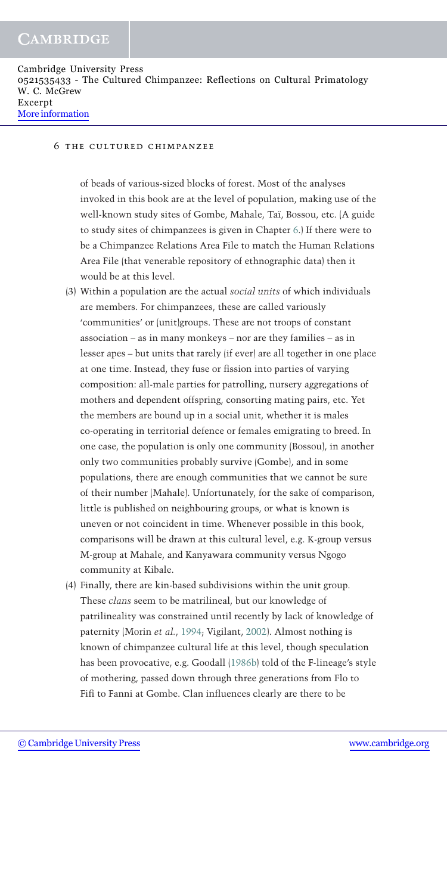of beads of various-sized blocks of forest. Most of the analyses invoked in this book are at the level of population, making use of the well-known study sites of Gombe, Mahale, Taï, Bossou, etc. (A guide to study sites of chimpanzees is given in Chapter 6.) If there were to be a Chimpanzee Relations Area File to match the Human Relations Area File (that venerable repository of ethnographic data) then it would be at this level.

(3) Within a population are the actual *social units* of which individuals are members. For chimpanzees, these are called variously 'communities' or (unit)groups. These are not troops of constant association – as in many monkeys – nor are they families – as in lesser apes – but units that rarely (if ever) are all together in one place at one time. Instead, they fuse or fission into parties of varying composition: all-male parties for patrolling, nursery aggregations of mothers and dependent offspring, consorting mating pairs, etc. Yet the members are bound up in a social unit, whether it is males co-operating in territorial defence or females emigrating to breed. In one case, the population is only one community (Bossou), in another only two communities probably survive (Gombe), and in some populations, there are enough communities that we cannot be sure of their number (Mahale). Unfortunately, for the sake of comparison, little is published on neighbouring groups, or what is known is uneven or not coincident in time. Whenever possible in this book, comparisons will be drawn at this cultural level, e.g. K-group versus M-group at Mahale, and Kanyawara community versus Ngogo community at Kibale.

(4) Finally, there are kin-based subdivisions within the unit group. These *clans* seem to be matrilineal, but our knowledge of patrilineality was constrained until recently by lack of knowledge of paternity (Morin *et al.*, 1994; Vigilant, 2002). Almost nothing is known of chimpanzee cultural life at this level, though speculation has been provocative, e.g. Goodall (1986b) told of the F-lineage's style of mothering, passed down through three generations from Flo to Fifi to Fanni at Gombe. Clan influences clearly are there to be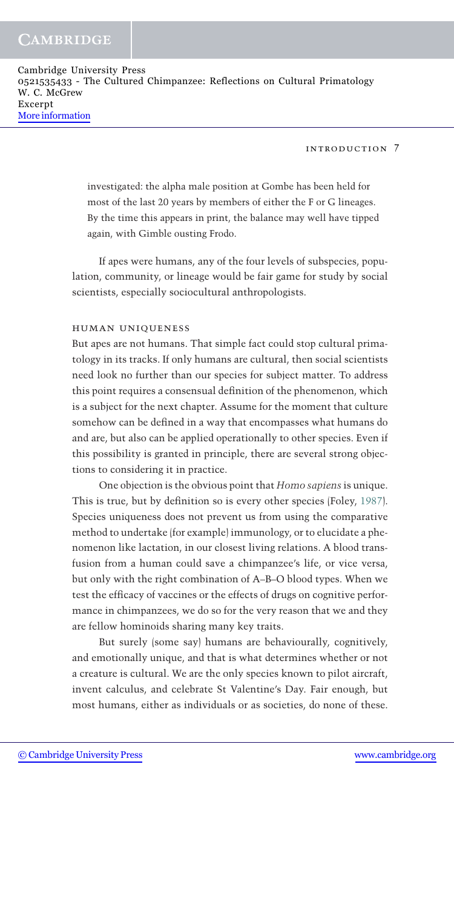investigated: the alpha male position at Gombe has been held for most of the last 20 years by members of either the F or G lineages. By the time this appears in print, the balance may well have tipped again, with Gimble ousting Frodo.

If apes were humans, any of the four levels of subspecies, population, community, or lineage would be fair game for study by social scientists, especially sociocultural anthropologists.

## HUMAN UNIQUENESS

But apes are not humans. That simple fact could stop cultural primatology in its tracks. If only humans are cultural, then social scientists need look no further than our species for subject matter. To address this point requires a consensual definition of the phenomenon, which is a subject for the next chapter. Assume for the moment that culture somehow can be defined in a way that encompasses what humans do and are, but also can be applied operationally to other species. Even if this possibility is granted in principle, there are several strong objections to considering it in practice.

One objection is the obvious point that *Homo sapiens* is unique. This is true, but by definition so is every other species (Foley, 1987). Species uniqueness does not prevent us from using the comparative method to undertake (for example) immunology, or to elucidate a phenomenon like lactation, in our closest living relations. A blood transfusion from a human could save a chimpanzee's life, or vice versa, but only with the right combination of A–B–O blood types. When we test the efficacy of vaccines or the effects of drugs on cognitive performance in chimpanzees, we do so for the very reason that we and they are fellow hominoids sharing many key traits.

But surely (some say) humans are behaviourally, cognitively, and emotionally unique, and that is what determines whether or not a creature is cultural. We are the only species known to pilot aircraft, invent calculus, and celebrate St Valentine's Day. Fair enough, but most humans, either as individuals or as societies, do none of these.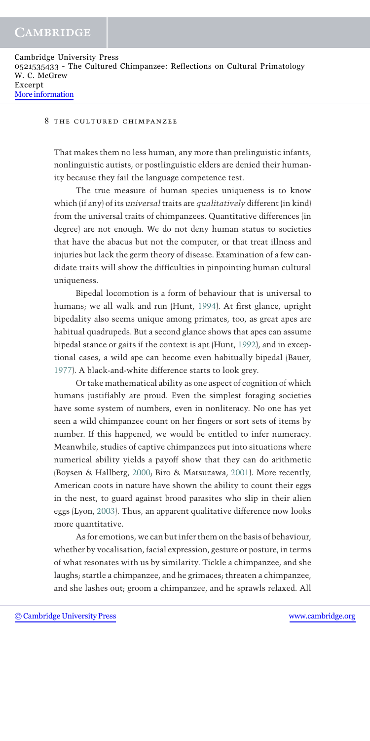That makes them no less human, any more than prelinguistic infants, nonlinguistic autists, or postlinguistic elders are denied their humanity because they fail the language competence test.

The true measure of human species uniqueness is to know which (if any) of its *universal* traits are *qualitatively* different (in kind) from the universal traits of chimpanzees. Quantitative differences (in degree) are not enough. We do not deny human status to societies that have the abacus but not the computer, or that treat illness and injuries but lack the germ theory of disease. Examination of a few candidate traits will show the difficulties in pinpointing human cultural uniqueness.

Bipedal locomotion is a form of behaviour that is universal to humans; we all walk and run (Hunt, 1994). At first glance, upright bipedality also seems unique among primates, too, as great apes are habitual quadrupeds. But a second glance shows that apes can assume bipedal stance or gaits if the context is apt (Hunt, 1992), and in exceptional cases, a wild ape can become even habitually bipedal (Bauer, 1977). A black-and-white difference starts to look grey.

Or take mathematical ability as one aspect of cognition of which humans justifiably are proud. Even the simplest foraging societies have some system of numbers, even in nonliteracy. No one has yet seen a wild chimpanzee count on her fingers or sort sets of items by number. If this happened, we would be entitled to infer numeracy. Meanwhile, studies of captive chimpanzees put into situations where numerical ability yields a payoff show that they can do arithmetic (Boysen & Hallberg, 2000; Biro & Matsuzawa, 2001). More recently, American coots in nature have shown the ability to count their eggs in the nest, to guard against brood parasites who slip in their alien eggs (Lyon, 2003). Thus, an apparent qualitative difference now looks more quantitative.

As for emotions, we can but infer them on the basis of behaviour, whether by vocalisation, facial expression, gesture or posture, in terms of what resonates with us by similarity. Tickle a chimpanzee, and she laughs; startle a chimpanzee, and he grimaces; threaten a chimpanzee, and she lashes out; groom a chimpanzee, and he sprawls relaxed. All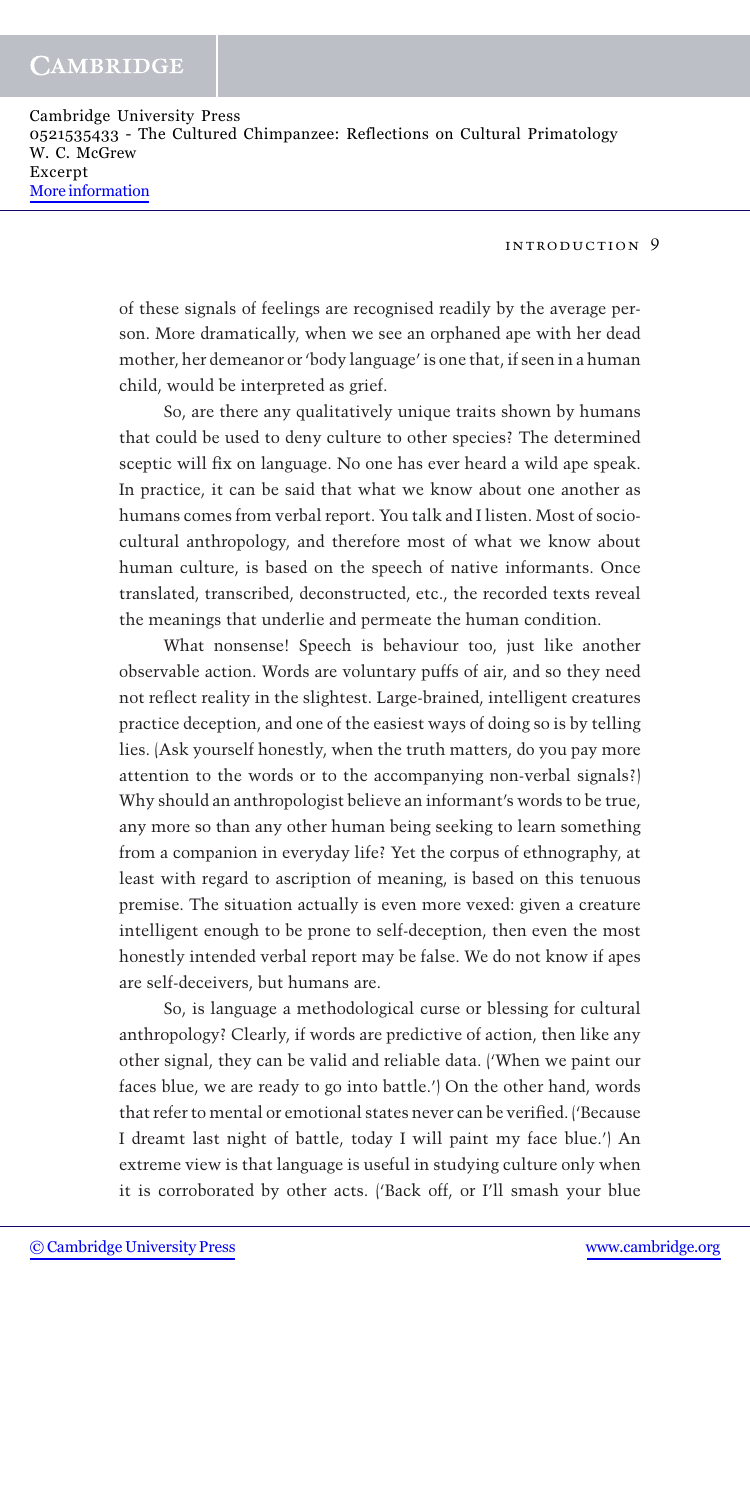of these signals of feelings are recognised readily by the average person. More dramatically, when we see an orphaned ape with her dead mother, her demeanor or 'body language' is one that, if seen in a human child, would be interpreted as grief.

So, are there any qualitatively unique traits shown by humans that could be used to deny culture to other species? The determined sceptic will fix on language. No one has ever heard a wild ape speak. In practice, it can be said that what we know about one another as humans comes from verbal report. You talk and I listen. Most of sociocultural anthropology, and therefore most of what we know about human culture, is based on the speech of native informants. Once translated, transcribed, deconstructed, etc., the recorded texts reveal the meanings that underlie and permeate the human condition.

What nonsense! Speech is behaviour too, just like another observable action. Words are voluntary puffs of air, and so they need not reflect reality in the slightest. Large-brained, intelligent creatures practice deception, and one of the easiest ways of doing so is by telling lies. (Ask yourself honestly, when the truth matters, do you pay more attention to the words or to the accompanying non-verbal signals?) Why should an anthropologist believe an informant's words to be true, any more so than any other human being seeking to learn something from a companion in everyday life? Yet the corpus of ethnography, at least with regard to ascription of meaning, is based on this tenuous premise. The situation actually is even more vexed: given a creature intelligent enough to be prone to self-deception, then even the most honestly intended verbal report may be false. We do not know if apes are self-deceivers, but humans are.

So, is language a methodological curse or blessing for cultural anthropology? Clearly, if words are predictive of action, then like any other signal, they can be valid and reliable data. ('When we paint our faces blue, we are ready to go into battle.') On the other hand, words that refer to mental or emotional states never can be verified. ('Because I dreamt last night of battle, today I will paint my face blue.') An extreme view is that language is useful in studying culture only when it is corroborated by other acts. ('Back off, or I'll smash your blue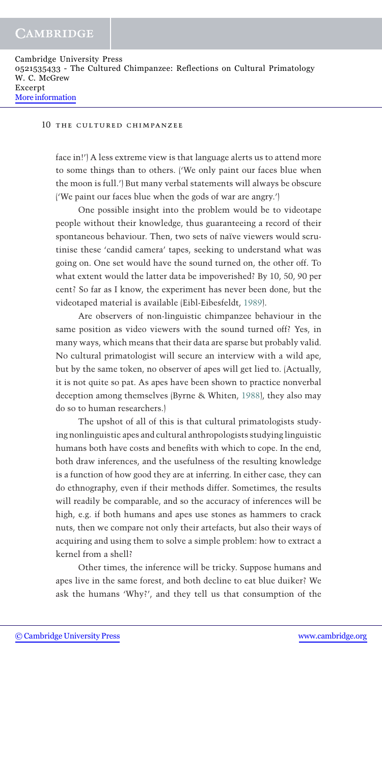face in!') A less extreme view is that language alerts us to attend more to some things than to others. ('We only paint our faces blue when the moon is full.') But many verbal statements will always be obscure ('We paint our faces blue when the gods of war are angry.')

One possible insight into the problem would be to videotape people without their knowledge, thus guaranteeing a record of their spontaneous behaviour. Then, two sets of naïve viewers would scrutinise these 'candid camera' tapes, seeking to understand what was going on. One set would have the sound turned on, the other off. To what extent would the latter data be impoverished? By 10, 50, 90 per cent? So far as I know, the experiment has never been done, but the videotaped material is available (Eibl-Eibesfeldt, 1989).

Are observers of non-linguistic chimpanzee behaviour in the same position as video viewers with the sound turned off? Yes, in many ways, which means that their data are sparse but probably valid. No cultural primatologist will secure an interview with a wild ape, but by the same token, no observer of apes will get lied to. (Actually, it is not quite so pat. As apes have been shown to practice nonverbal deception among themselves (Byrne & Whiten, 1988), they also may do so to human researchers.)

The upshot of all of this is that cultural primatologists studying nonlinguistic apes and cultural anthropologists studying linguistic humans both have costs and benefits with which to cope. In the end, both draw inferences, and the usefulness of the resulting knowledge is a function of how good they are at inferring. In either case, they can do ethnography, even if their methods differ. Sometimes, the results will readily be comparable, and so the accuracy of inferences will be high, e.g. if both humans and apes use stones as hammers to crack nuts, then we compare not only their artefacts, but also their ways of acquiring and using them to solve a simple problem: how to extract a kernel from a shell?

Other times, the inference will be tricky. Suppose humans and apes live in the same forest, and both decline to eat blue duiker? We ask the humans 'Why?', and they tell us that consumption of the